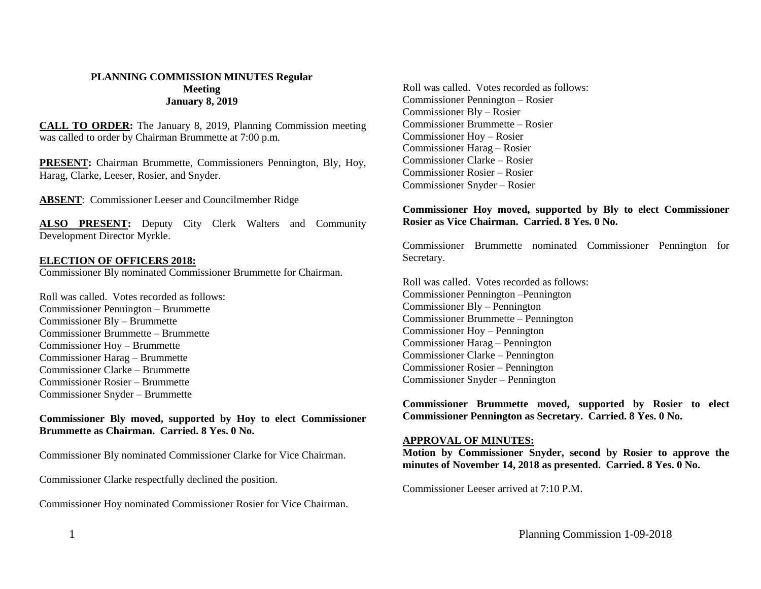# PLANNING COMMISSION MINUTES Regular Meeting
## January 8, 2019

**CALL TO ORDER:** The January 8, 2019, Planning Commission meeting was called to order by Chairman Brummette at 7:00 p.m.

**PRESENT:** Chairman Brummette, Commissioners Pennington, Bly, Hoy, Harag, Clarke, Leeser, Rosier, and Snyder.

**ABSENT**: Commissioner Leeser and Councilmember Ridge

**ALSO PRESENT:** Deputy City Clerk Walters and Community Development Director Myrkle.

**ELECTION OF OFFICERS 2018:**
Commissioner Bly nominated Commissioner Brummette for Chairman.

Roll was called. Votes recorded as follows:
Commissioner Pennington – Brummette
Commissioner Bly – Brummette
Commissioner Brummette – Brummette
Commissioner Hoy – Brummette
Commissioner Harag – Brummette
Commissioner Clarke – Brummette
Commissioner Rosier – Brummette
Commissioner Snyder – Brummette

**Commissioner Bly moved, supported by Hoy to elect Commissioner Brummette as Chairman. Carried. 8 Yes. 0 No.**

Commissioner Bly nominated Commissioner Clarke for Vice Chairman.

Commissioner Clarke respectfully declined the position.

Commissioner Hoy nominated Commissioner Rosier for Vice Chairman.

Roll was called. Votes recorded as follows:
Commissioner Pennington – Rosier
Commissioner Bly – Rosier
Commissioner Brummette – Rosier
Commissioner Hoy – Rosier
Commissioner Harag – Rosier
Commissioner Clarke – Rosier
Commissioner Rosier – Rosier
Commissioner Snyder – Rosier

**Commissioner Hoy moved, supported by Bly to elect Commissioner Rosier as Vice Chairman. Carried. 8 Yes. 0 No.**

Commissioner Brummette nominated Commissioner Pennington for Secretary.

Roll was called. Votes recorded as follows:
Commissioner Pennington –Pennington
Commissioner Bly – Pennington
Commissioner Brummette – Pennington
Commissioner Hoy – Pennington
Commissioner Harag – Pennington
Commissioner Clarke – Pennington
Commissioner Rosier – Pennington
Commissioner Snyder – Pennington

**Commissioner Brummette moved, supported by Rosier to elect Commissioner Pennington as Secretary. Carried. 8 Yes. 0 No.**

**APPROVAL OF MINUTES:**
**Motion by Commissioner Snyder, second by Rosier to approve the minutes of November 14, 2018 as presented. Carried. 8 Yes. 0 No.**

Commissioner Leeser arrived at 7:10 P.M.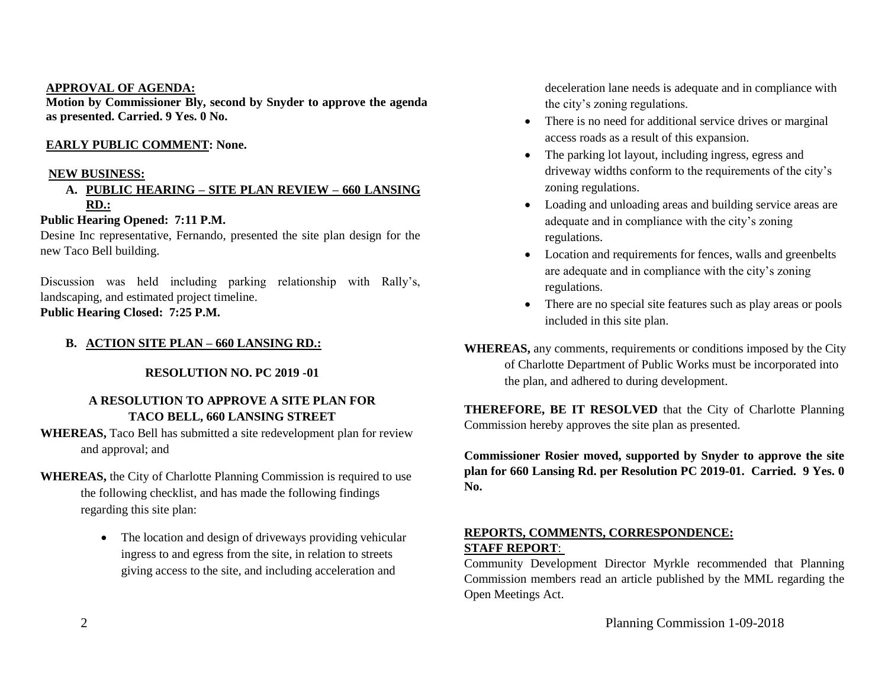**APPROVAL OF AGENDA:**

**Motion by Commissioner Bly, second by Snyder to approve the agenda as presented. Carried. 9 Yes. 0 No.**

**EARLY PUBLIC COMMENT: None.**

**NEW BUSINESS:**

**A. PUBLIC HEARING – SITE PLAN REVIEW – 660 LANSING RD.:**

**Public Hearing Opened: 7:11 P.M.**

Desine Inc representative, Fernando, presented the site plan design for the new Taco Bell building.

Discussion was held including parking relationship with Rally's, landscaping, and estimated project timeline.

**Public Hearing Closed: 7:25 P.M.**

**B. ACTION SITE PLAN – 660 LANSING RD.:**

**RESOLUTION NO. PC 2019 -01**

**A RESOLUTION TO APPROVE A SITE PLAN FOR TACO BELL, 660 LANSING STREET**

**WHEREAS,** Taco Bell has submitted a site redevelopment plan for review and approval; and

**WHEREAS,** the City of Charlotte Planning Commission is required to use the following checklist, and has made the following findings regarding this site plan:

- The location and design of driveways providing vehicular ingress to and egress from the site, in relation to streets giving access to the site, and including acceleration and deceleration lane needs is adequate and in compliance with the city's zoning regulations.
- There is no need for additional service drives or marginal access roads as a result of this expansion.
- The parking lot layout, including ingress, egress and driveway widths conform to the requirements of the city's zoning regulations.
- Loading and unloading areas and building service areas are adequate and in compliance with the city's zoning regulations.
- Location and requirements for fences, walls and greenbelts are adequate and in compliance with the city's zoning regulations.
- There are no special site features such as play areas or pools included in this site plan.

**WHEREAS,** any comments, requirements or conditions imposed by the City of Charlotte Department of Public Works must be incorporated into the plan, and adhered to during development.

**THEREFORE, BE IT RESOLVED** that the City of Charlotte Planning Commission hereby approves the site plan as presented.

**Commissioner Rosier moved, supported by Snyder to approve the site plan for 660 Lansing Rd. per Resolution PC 2019-01. Carried. 9 Yes. 0 No.**

**REPORTS, COMMENTS, CORRESPONDENCE:**

**STAFF REPORT**:

Community Development Director Myrkle recommended that Planning Commission members read an article published by the MML regarding the Open Meetings Act.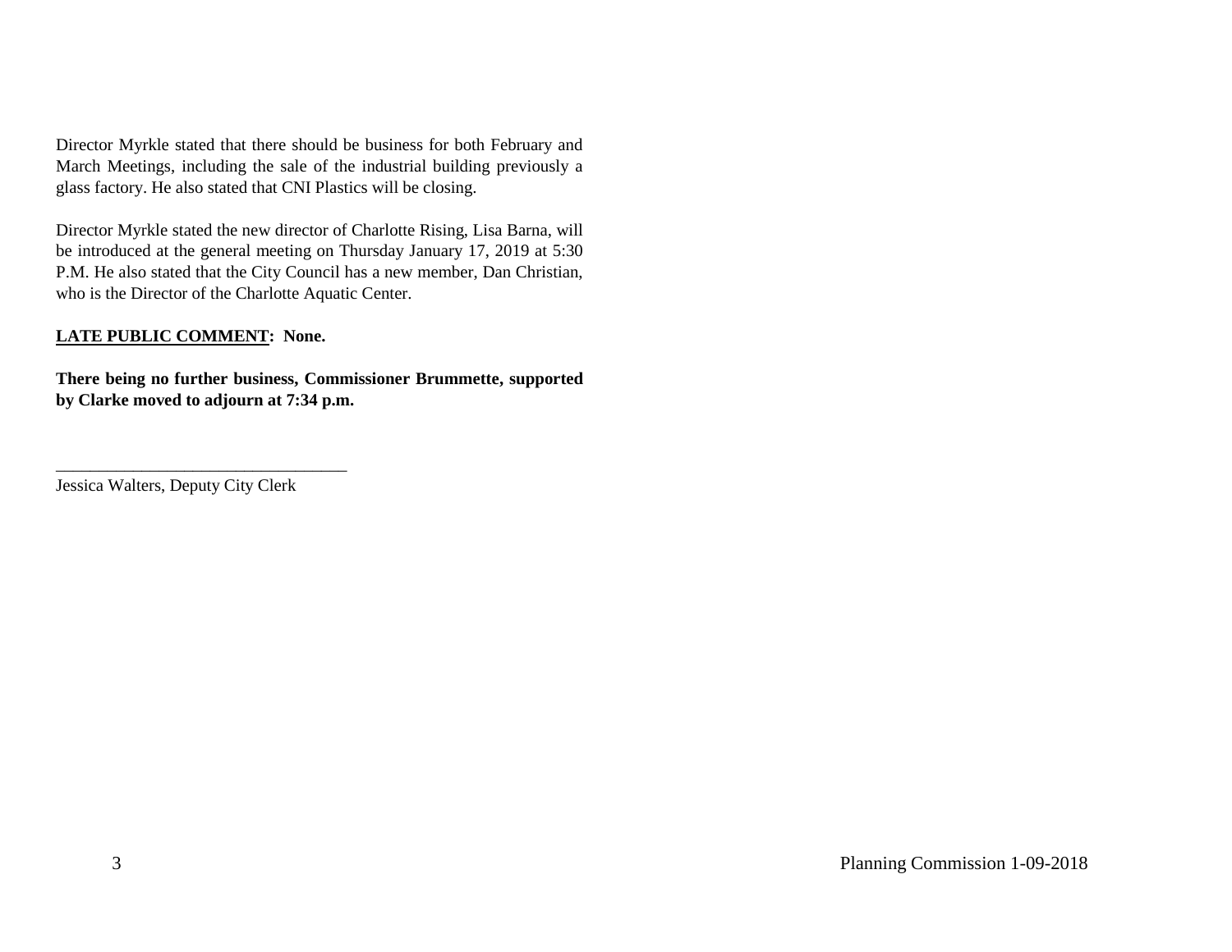Director Myrkle stated that there should be business for both February and March Meetings, including the sale of the industrial building previously a glass factory. He also stated that CNI Plastics will be closing.

Director Myrkle stated the new director of Charlotte Rising, Lisa Barna, will be introduced at the general meeting on Thursday January 17, 2019 at 5:30 P.M. He also stated that the City Council has a new member, Dan Christian, who is the Director of the Charlotte Aquatic Center.

**LATE PUBLIC COMMENT: None.**

**There being no further business, Commissioner Brummette, supported by Clarke moved to adjourn at 7:34 p.m.**

_________________________________

Jessica Walters, Deputy City Clerk